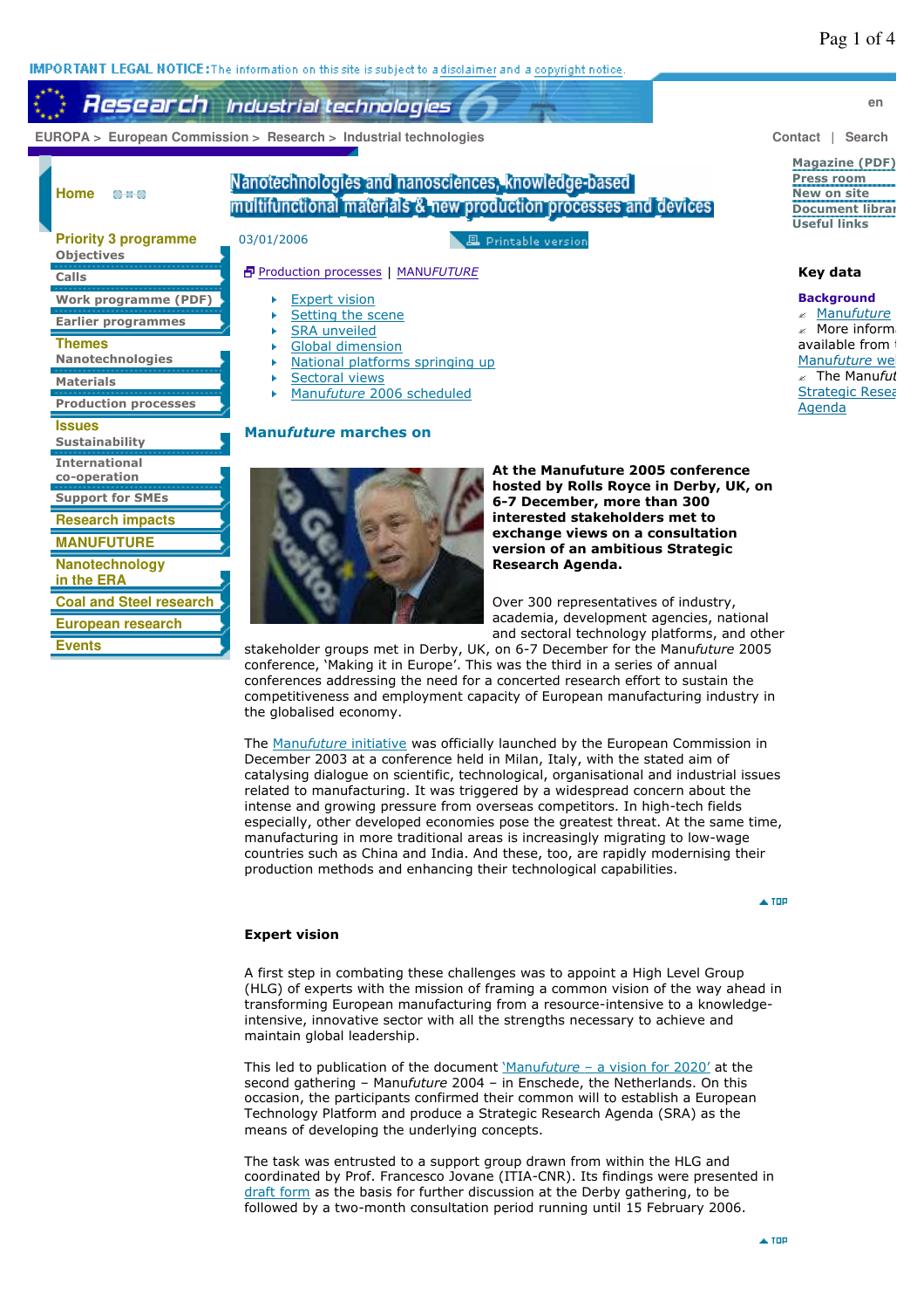**IMPORTANT LEGAL NOTICE:** The information on this site is subject to a disclaimer and a copyright notice.

Research Industrial technologies

en

EUROPA > European Commission > Research > Industrial technologies

Contact | Search

Home

- Priority 3 programme
  - Objectives
  - Calls
  - Work programme (PDF)
  - Earlier programmes
- Themes
  - Nanotechnologies
  - Materials
  - Production processes
- Issues
  - Sustainability
  - International co-operation
  - Support for SMEs
- Research impacts
- MANUFUTURE
- Nanotechnology in the ERA
- Coal and Steel research
- European research
- Events

# Nanotechnologies and nanosciences, knowledge-based multifunctional materials & new production processes and devices

03/01/2006

Printable version

Production processes | MANU*FUTURE*

- Expert vision
- Setting the scene
- SRA unveiled
- Global dimension
- National platforms springing up
- Sectoral views
- Manu*future* 2006 scheduled

## Manu*future* marches on

**At the Manufuture 2005 conference hosted by Rolls Royce in Derby, UK, on 6-7 December, more than 300 interested stakeholders met to exchange views on a consultation version of an ambitious Strategic Research Agenda.**

Over 300 representatives of industry, academia, development agencies, national and sectoral technology platforms, and other stakeholder groups met in Derby, UK, on 6-7 December for the Manu*future* 2005 conference, 'Making it in Europe'. This was the third in a series of annual conferences addressing the need for a concerted research effort to sustain the competitiveness and employment capacity of European manufacturing industry in the globalised economy.

The Manu*future* initiative was officially launched by the European Commission in December 2003 at a conference held in Milan, Italy, with the stated aim of catalysing dialogue on scientific, technological, organisational and industrial issues related to manufacturing. It was triggered by a widespread concern about the intense and growing pressure from overseas competitors. In high-tech fields especially, other developed economies pose the greatest threat. At the same time, manufacturing in more traditional areas is increasingly migrating to low-wage countries such as China and India. And these, too, are rapidly modernising their production methods and enhancing their technological capabilities.

TOP

### Expert vision

A first step in combating these challenges was to appoint a High Level Group (HLG) of experts with the mission of framing a common vision of the way ahead in transforming European manufacturing from a resource-intensive to a knowledge-intensive, innovative sector with all the strengths necessary to achieve and maintain global leadership.

This led to publication of the document 'Manu*future* – a vision for 2020' at the second gathering – Manu*future* 2004 – in Enschede, the Netherlands. On this occasion, the participants confirmed their common will to establish a European Technology Platform and produce a Strategic Research Agenda (SRA) as the means of developing the underlying concepts.

The task was entrusted to a support group drawn from within the HLG and coordinated by Prof. Francesco Jovane (ITIA-CNR). Its findings were presented in draft form as the basis for further discussion at the Derby gathering, to be followed by a two-month consultation period running until 15 February 2006.

TOP

Magazine (PDF)
Press room
New on site
Document librar
Useful links

**Key data**

**Background**

- Manu*future*
- More inform available from Manu*future* we
- The Manu*fut* Strategic Resea Agenda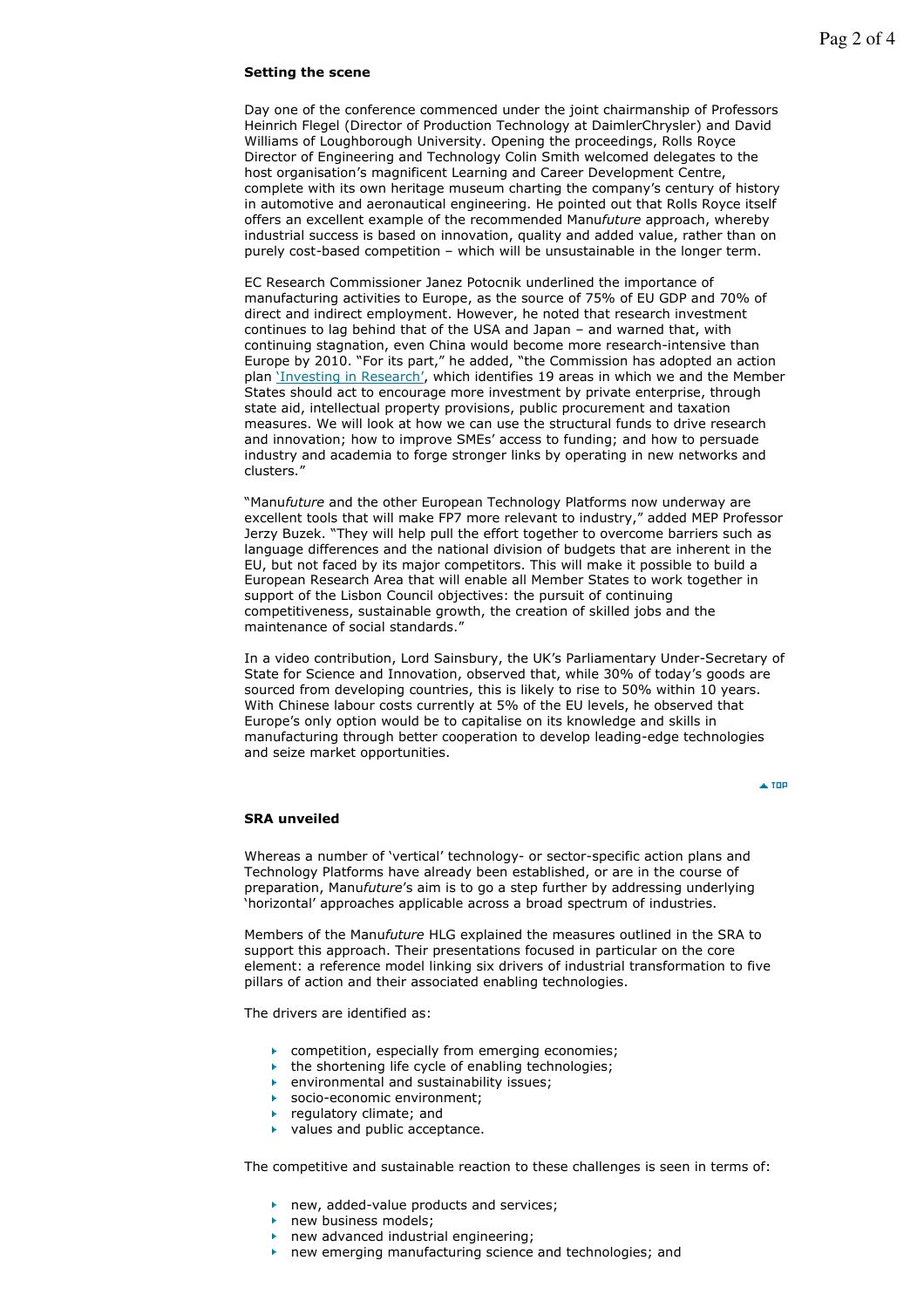**Setting the scene**

Day one of the conference commenced under the joint chairmanship of Professors Heinrich Flegel (Director of Production Technology at DaimlerChrysler) and David Williams of Loughborough University. Opening the proceedings, Rolls Royce Director of Engineering and Technology Colin Smith welcomed delegates to the host organisation's magnificent Learning and Career Development Centre, complete with its own heritage museum charting the company's century of history in automotive and aeronautical engineering. He pointed out that Rolls Royce itself offers an excellent example of the recommended Manu*future* approach, whereby industrial success is based on innovation, quality and added value, rather than on purely cost-based competition – which will be unsustainable in the longer term.

EC Research Commissioner Janez Potocnik underlined the importance of manufacturing activities to Europe, as the source of 75% of EU GDP and 70% of direct and indirect employment. However, he noted that research investment continues to lag behind that of the USA and Japan – and warned that, with continuing stagnation, even China would become more research-intensive than Europe by 2010. "For its part," he added, "the Commission has adopted an action plan 'Investing in Research', which identifies 19 areas in which we and the Member States should act to encourage more investment by private enterprise, through state aid, intellectual property provisions, public procurement and taxation measures. We will look at how we can use the structural funds to drive research and innovation; how to improve SMEs' access to funding; and how to persuade industry and academia to forge stronger links by operating in new networks and clusters."

"Manu*future* and the other European Technology Platforms now underway are excellent tools that will make FP7 more relevant to industry," added MEP Professor Jerzy Buzek. "They will help pull the effort together to overcome barriers such as language differences and the national division of budgets that are inherent in the EU, but not faced by its major competitors. This will make it possible to build a European Research Area that will enable all Member States to work together in support of the Lisbon Council objectives: the pursuit of continuing competitiveness, sustainable growth, the creation of skilled jobs and the maintenance of social standards."

In a video contribution, Lord Sainsbury, the UK's Parliamentary Under-Secretary of State for Science and Innovation, observed that, while 30% of today's goods are sourced from developing countries, this is likely to rise to 50% within 10 years. With Chinese labour costs currently at 5% of the EU levels, he observed that Europe's only option would be to capitalise on its knowledge and skills in manufacturing through better cooperation to develop leading-edge technologies and seize market opportunities.

**SRA unveiled**

Whereas a number of 'vertical' technology- or sector-specific action plans and Technology Platforms have already been established, or are in the course of preparation, Manu*future*'s aim is to go a step further by addressing underlying 'horizontal' approaches applicable across a broad spectrum of industries.

Members of the Manu*future* HLG explained the measures outlined in the SRA to support this approach. Their presentations focused in particular on the core element: a reference model linking six drivers of industrial transformation to five pillars of action and their associated enabling technologies.

The drivers are identified as:

- competition, especially from emerging economies;
- the shortening life cycle of enabling technologies;
- environmental and sustainability issues;
- socio-economic environment;
- regulatory climate; and
- values and public acceptance.

The competitive and sustainable reaction to these challenges is seen in terms of:

- new, added-value products and services;
- new business models;
- new advanced industrial engineering;
- new emerging manufacturing science and technologies; and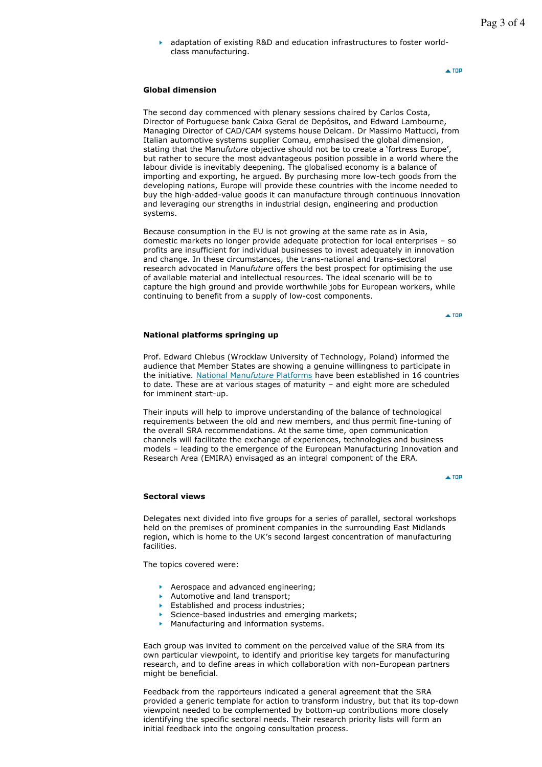- adaptation of existing R&D and education infrastructures to foster world-class manufacturing.

▲ TOP

### Global dimension

The second day commenced with plenary sessions chaired by Carlos Costa, Director of Portuguese bank Caixa Geral de Depósitos, and Edward Lambourne, Managing Director of CAD/CAM systems house Delcam. Dr Massimo Mattucci, from Italian automotive systems supplier Comau, emphasised the global dimension, stating that the Manu*future* objective should not be to create a 'fortress Europe', but rather to secure the most advantageous position possible in a world where the labour divide is inevitably deepening. The globalised economy is a balance of importing and exporting, he argued. By purchasing more low-tech goods from the developing nations, Europe will provide these countries with the income needed to buy the high-added-value goods it can manufacture through continuous innovation and leveraging our strengths in industrial design, engineering and production systems.

Because consumption in the EU is not growing at the same rate as in Asia, domestic markets no longer provide adequate protection for local enterprises – so profits are insufficient for individual businesses to invest adequately in innovation and change. In these circumstances, the trans-national and trans-sectoral research advocated in Manu*future* offers the best prospect for optimising the use of available material and intellectual resources. The ideal scenario will be to capture the high ground and provide worthwhile jobs for European workers, while continuing to benefit from a supply of low-cost components.

▲ TOP

### National platforms springing up

Prof. Edward Chlebus (Wrocklaw University of Technology, Poland) informed the audience that Member States are showing a genuine willingness to participate in the initiative. National Manu*future* Platforms have been established in 16 countries to date. These are at various stages of maturity – and eight more are scheduled for imminent start-up.

Their inputs will help to improve understanding of the balance of technological requirements between the old and new members, and thus permit fine-tuning of the overall SRA recommendations. At the same time, open communication channels will facilitate the exchange of experiences, technologies and business models – leading to the emergence of the European Manufacturing Innovation and Research Area (EMIRA) envisaged as an integral component of the ERA.

▲ TOP

### Sectoral views

Delegates next divided into five groups for a series of parallel, sectoral workshops held on the premises of prominent companies in the surrounding East Midlands region, which is home to the UK's second largest concentration of manufacturing facilities.

The topics covered were:

- Aerospace and advanced engineering;
- Automotive and land transport;
- Established and process industries;
- Science-based industries and emerging markets;
- Manufacturing and information systems.

Each group was invited to comment on the perceived value of the SRA from its own particular viewpoint, to identify and prioritise key targets for manufacturing research, and to define areas in which collaboration with non-European partners might be beneficial.

Feedback from the rapporteurs indicated a general agreement that the SRA provided a generic template for action to transform industry, but that its top-down viewpoint needed to be complemented by bottom-up contributions more closely identifying the specific sectoral needs. Their research priority lists will form an initial feedback into the ongoing consultation process.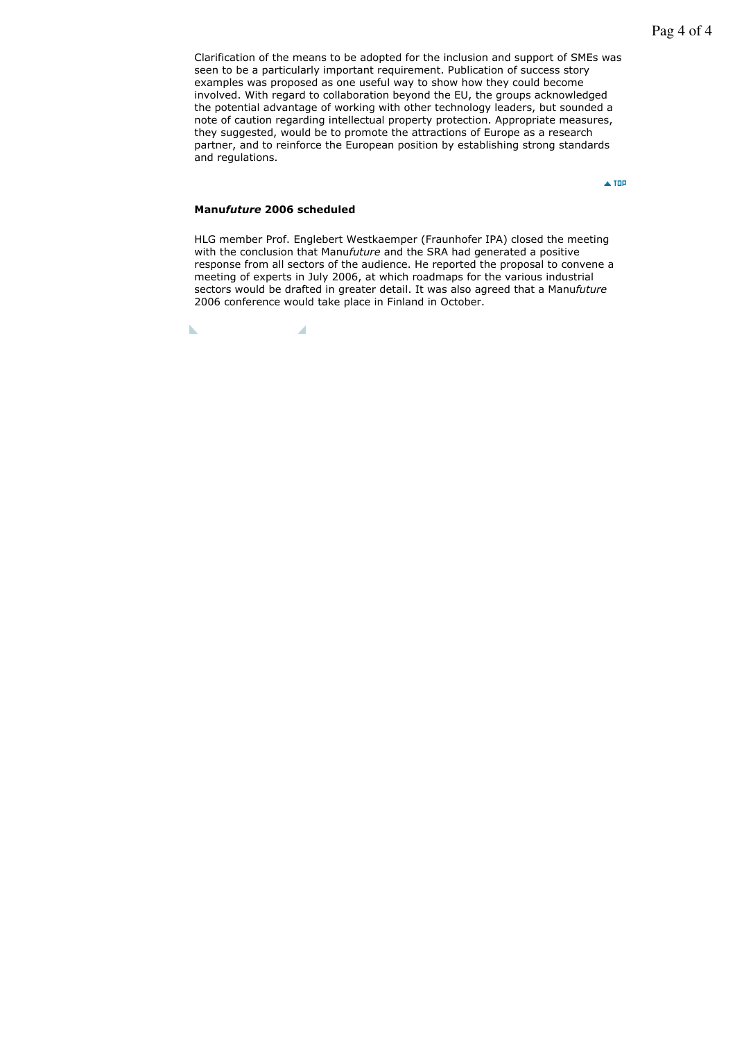Clarification of the means to be adopted for the inclusion and support of SMEs was seen to be a particularly important requirement. Publication of success story examples was proposed as one useful way to show how they could become involved. With regard to collaboration beyond the EU, the groups acknowledged the potential advantage of working with other technology leaders, but sounded a note of caution regarding intellectual property protection. Appropriate measures, they suggested, would be to promote the attractions of Europe as a research partner, and to reinforce the European position by establishing strong standards and regulations.

▲ TOP

**Manu*future* 2006 scheduled**

HLG member Prof. Englebert Westkaemper (Fraunhofer IPA) closed the meeting with the conclusion that Manu*future* and the SRA had generated a positive response from all sectors of the audience. He reported the proposal to convene a meeting of experts in July 2006, at which roadmaps for the various industrial sectors would be drafted in greater detail. It was also agreed that a Manu*future* 2006 conference would take place in Finland in October.